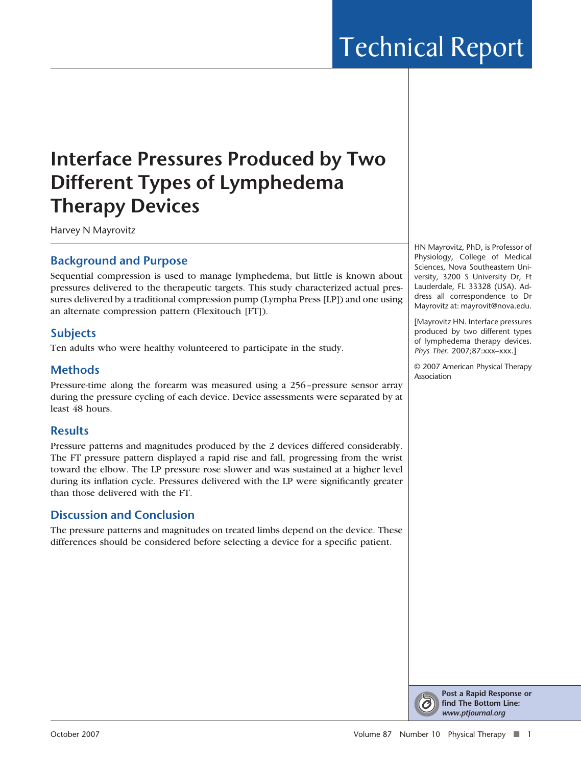Technical Report

# Interface Pressures Produced by Two Different Types of Lymphedema Therapy Devices

Harvey N Mayrovitz

## Background and Purpose

Sequential compression is used to manage lymphedema, but little is known about pressures delivered to the therapeutic targets. This study characterized actual pressures delivered by a traditional compression pump (Lympha Press [LP]) and one using an alternate compression pattern (Flexitouch [FT]).

## Subjects

Ten adults who were healthy volunteered to participate in the study.

## Methods

Pressure-time along the forearm was measured using a 256–pressure sensor array during the pressure cycling of each device. Device assessments were separated by at least 48 hours.

## Results

Pressure patterns and magnitudes produced by the 2 devices differed considerably. The FT pressure pattern displayed a rapid rise and fall, progressing from the wrist toward the elbow. The LP pressure rose slower and was sustained at a higher level during its inflation cycle. Pressures delivered with the LP were significantly greater than those delivered with the FT.

## Discussion and Conclusion

The pressure patterns and magnitudes on treated limbs depend on the device. These differences should be considered before selecting a device for a specific patient.

HN Mayrovitz, PhD, is Professor of Physiology, College of Medical Sciences, Nova Southeastern University, 3200 S University Dr, Ft Lauderdale, FL 33328 (USA). Address all correspondence to Dr Mayrovitz at: mayrovit@nova.edu.

[Mayrovitz HN. Interface pressures produced by two different types of lymphedema therapy devices. *Phys Ther.* 2007;87:xxx–xxx.]

© 2007 American Physical Therapy Association

**Post a Rapid Response or find The Bottom Line:** ***www.ptjournal.org***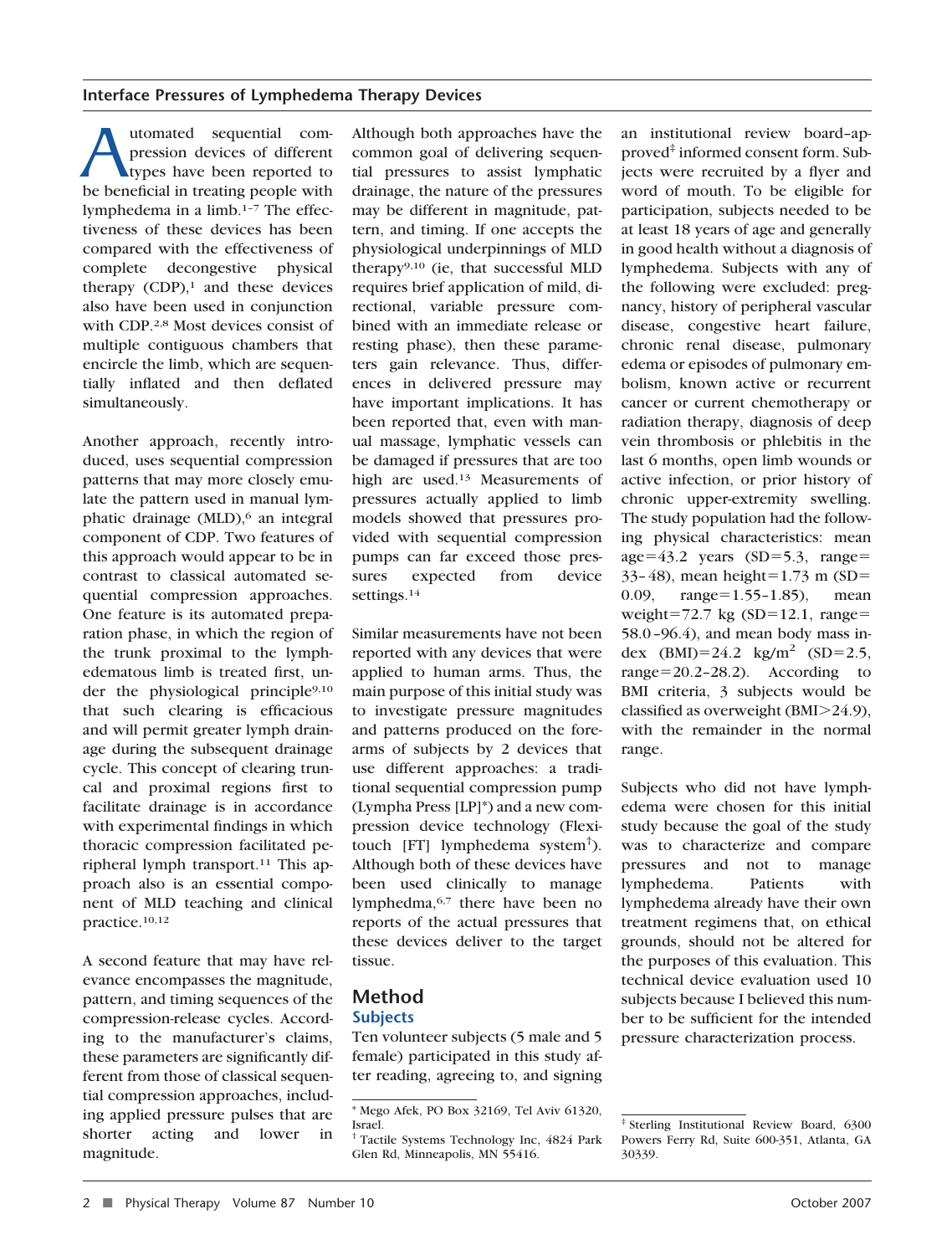Automated sequential compression devices of different types have been reported to be beneficial in treating people with lymphedema in a limb.[1–7] The effectiveness of these devices has been compared with the effectiveness of complete decongestive physical therapy (CDP),[1] and these devices also have been used in conjunction with CDP.[2,8] Most devices consist of multiple contiguous chambers that encircle the limb, which are sequentially inflated and then deflated simultaneously.

Another approach, recently introduced, uses sequential compression patterns that may more closely emulate the pattern used in manual lymphatic drainage (MLD),[6] an integral component of CDP. Two features of this approach would appear to be in contrast to classical automated sequential compression approaches. One feature is its automated preparation phase, in which the region of the trunk proximal to the lymphedematous limb is treated first, under the physiological principle[9,10] that such clearing is efficacious and will permit greater lymph drainage during the subsequent drainage cycle. This concept of clearing truncal and proximal regions first to facilitate drainage is in accordance with experimental findings in which thoracic compression facilitated peripheral lymph transport.[11] This approach also is an essential component of MLD teaching and clinical practice.[10,12]

A second feature that may have relevance encompasses the magnitude, pattern, and timing sequences of the compression-release cycles. According to the manufacturer's claims, these parameters are significantly different from those of classical sequential compression approaches, including applied pressure pulses that are shorter acting and lower in magnitude. Although both approaches have the common goal of delivering sequential pressures to assist lymphatic drainage, the nature of the pressures may be different in magnitude, pattern, and timing. If one accepts the physiological underpinnings of MLD therapy[9,10] (ie, that successful MLD requires brief application of mild, directional, variable pressure combined with an immediate release or resting phase), then these parameters gain relevance. Thus, differences in delivered pressure may have important implications. It has been reported that, even with manual massage, lymphatic vessels can be damaged if pressures that are too high are used.[13] Measurements of pressures actually applied to limb models showed that pressures provided with sequential compression pumps can far exceed those pressures expected from device settings.[14]

Similar measurements have not been reported with any devices that were applied to human arms. Thus, the main purpose of this initial study was to investigate pressure magnitudes and patterns produced on the forearms of subjects by 2 devices that use different approaches: a traditional sequential compression pump (Lympha Press [LP]*) and a new compression device technology (Flexitouch [FT] lymphedema system†). Although both of these devices have been used clinically to manage lymphedma,[6,7] there have been no reports of the actual pressures that these devices deliver to the target tissue.

## Method

### Subjects

Ten volunteer subjects (5 male and 5 female) participated in this study after reading, agreeing to, and signing an institutional review board–approved‡ informed consent form. Subjects were recruited by a flyer and word of mouth. To be eligible for participation, subjects needed to be at least 18 years of age and generally in good health without a diagnosis of lymphedema. Subjects with any of the following were excluded: pregnancy, history of peripheral vascular disease, congestive heart failure, chronic renal disease, pulmonary edema or episodes of pulmonary embolism, known active or recurrent cancer or current chemotherapy or radiation therapy, diagnosis of deep vein thrombosis or phlebitis in the last 6 months, open limb wounds or active infection, or prior history of chronic upper-extremity swelling. The study population had the following physical characteristics: mean age=43.2 years (SD=5.3, range=33–48), mean height=1.73 m (SD=0.09, range=1.55–1.85), mean weight=72.7 kg (SD=12.1, range=58.0–96.4), and mean body mass index (BMI)=24.2 kg/m$^2$ (SD=2.5, range=20.2–28.2). According to BMI criteria, 3 subjects would be classified as overweight (BMI>24.9), with the remainder in the normal range.

Subjects who did not have lymphedema were chosen for this initial study because the goal of the study was to characterize and compare pressures and not to manage lymphedema. Patients with lymphedema already have their own treatment regimens that, on ethical grounds, should not be altered for the purposes of this evaluation. This technical device evaluation used 10 subjects because I believed this number to be sufficient for the intended pressure characterization process.

* Mego Afek, PO Box 32169, Tel Aviv 61320, Israel.

† Tactile Systems Technology Inc, 4824 Park Glen Rd, Minneapolis, MN 55416.

‡ Sterling Institutional Review Board, 6300 Powers Ferry Rd, Suite 600-351, Atlanta, GA 30339.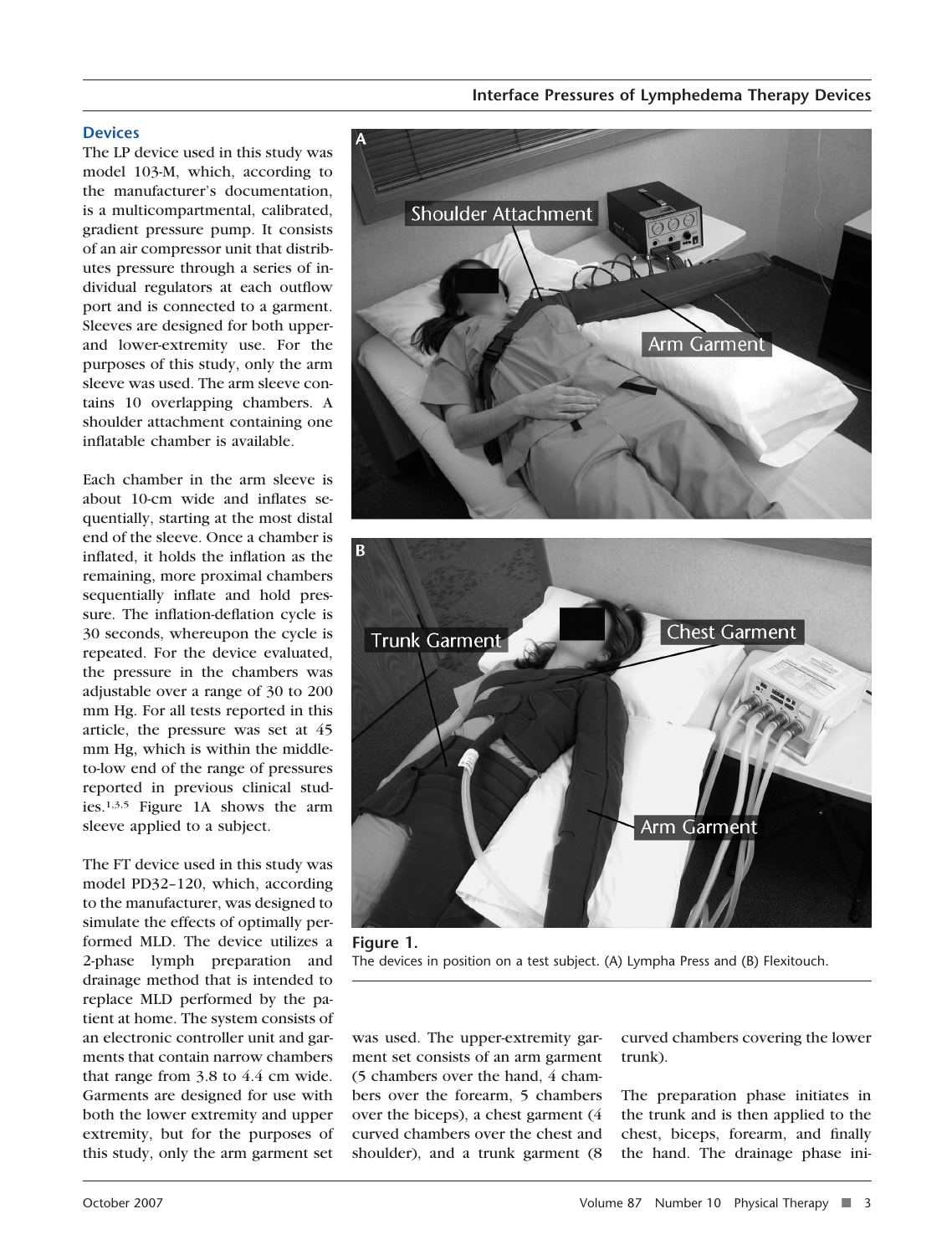## Devices

The LP device used in this study was model 103-M, which, according to the manufacturer's documentation, is a multicompartmental, calibrated, gradient pressure pump. It consists of an air compressor unit that distributes pressure through a series of individual regulators at each outflow port and is connected to a garment. Sleeves are designed for both upper- and lower-extremity use. For the purposes of this study, only the arm sleeve was used. The arm sleeve contains 10 overlapping chambers. A shoulder attachment containing one inflatable chamber is available.

Each chamber in the arm sleeve is about 10-cm wide and inflates sequentially, starting at the most distal end of the sleeve. Once a chamber is inflated, it holds the inflation as the remaining, more proximal chambers sequentially inflate and hold pressure. The inflation-deflation cycle is 30 seconds, whereupon the cycle is repeated. For the device evaluated, the pressure in the chambers was adjustable over a range of 30 to 200 mm Hg. For all tests reported in this article, the pressure was set at 45 mm Hg, which is within the middle-to-low end of the range of pressures reported in previous clinical studies.[1,3,5] Figure 1A shows the arm sleeve applied to a subject.

The FT device used in this study was model PD32–120, which, according to the manufacturer, was designed to simulate the effects of optimally performed MLD. The device utilizes a 2-phase lymph preparation and drainage method that is intended to replace MLD performed by the patient at home. The system consists of an electronic controller unit and garments that contain narrow chambers that range from 3.8 to 4.4 cm wide. Garments are designed for use with both the lower extremity and upper extremity, but for the purposes of this study, only the arm garment set was used. The upper-extremity garment set consists of an arm garment (5 chambers over the hand, 4 chambers over the forearm, 5 chambers over the biceps), a chest garment (4 curved chambers over the chest and shoulder), and a trunk garment (8 curved chambers covering the lower trunk).

The preparation phase initiates in the trunk and is then applied to the chest, biceps, forearm, and finally the hand. The drainage phase ini-

**Figure 1.**
The devices in position on a test subject. (A) Lympha Press and (B) Flexitouch.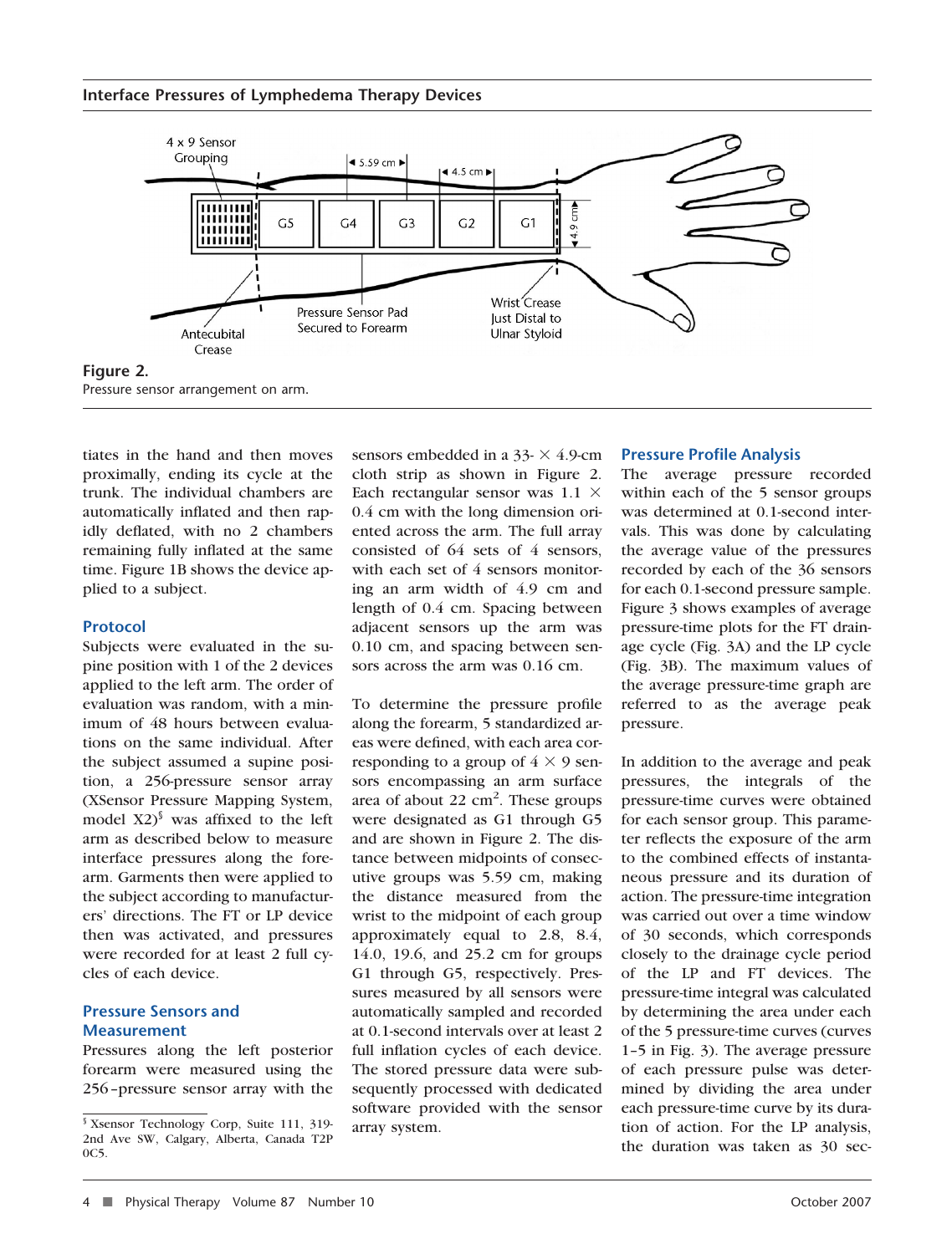**Figure 2.**
Pressure sensor arrangement on arm.

tiates in the hand and then moves proximally, ending its cycle at the trunk. The individual chambers are automatically inflated and then rapidly deflated, with no 2 chambers remaining fully inflated at the same time. Figure 1B shows the device applied to a subject.

## Protocol

Subjects were evaluated in the supine position with 1 of the 2 devices applied to the left arm. The order of evaluation was random, with a minimum of 48 hours between evaluations on the same individual. After the subject assumed a supine position, a 256-pressure sensor array (XSensor Pressure Mapping System, model X2)[§] was affixed to the left arm as described below to measure interface pressures along the forearm. Garments then were applied to the subject according to manufacturers' directions. The FT or LP device then was activated, and pressures were recorded for at least 2 full cycles of each device.

## Pressure Sensors and Measurement

Pressures along the left posterior forearm were measured using the 256-pressure sensor array with the sensors embedded in a 33- × 4.9-cm cloth strip as shown in Figure 2. Each rectangular sensor was 1.1 × 0.4 cm with the long dimension oriented across the arm. The full array consisted of 64 sets of 4 sensors, with each set of 4 sensors monitoring an arm width of 4.9 cm and length of 0.4 cm. Spacing between adjacent sensors up the arm was 0.10 cm, and spacing between sensors across the arm was 0.16 cm.

To determine the pressure profile along the forearm, 5 standardized areas were defined, with each area corresponding to a group of 4 × 9 sensors encompassing an arm surface area of about 22 cm$^2$. These groups were designated as G1 through G5 and are shown in Figure 2. The distance between midpoints of consecutive groups was 5.59 cm, making the distance measured from the wrist to the midpoint of each group approximately equal to 2.8, 8.4, 14.0, 19.6, and 25.2 cm for groups G1 through G5, respectively. Pressures measured by all sensors were automatically sampled and recorded at 0.1-second intervals over at least 2 full inflation cycles of each device. The stored pressure data were subsequently processed with dedicated software provided with the sensor array system.

## Pressure Profile Analysis

The average pressure recorded within each of the 5 sensor groups was determined at 0.1-second intervals. This was done by calculating the average value of the pressures recorded by each of the 36 sensors for each 0.1-second pressure sample. Figure 3 shows examples of average pressure-time plots for the FT drainage cycle (Fig. 3A) and the LP cycle (Fig. 3B). The maximum values of the average pressure-time graph are referred to as the average peak pressure.

In addition to the average and peak pressures, the integrals of the pressure-time curves were obtained for each sensor group. This parameter reflects the exposure of the arm to the combined effects of instantaneous pressure and its duration of action. The pressure-time integration was carried out over a time window of 30 seconds, which corresponds closely to the drainage cycle period of the LP and FT devices. The pressure-time integral was calculated by determining the area under each of the 5 pressure-time curves (curves 1–5 in Fig. 3). The average pressure of each pressure pulse was determined by dividing the area under each pressure-time curve by its duration of action. For the LP analysis, the duration was taken as 30 sec-

[§] Xsensor Technology Corp, Suite 111, 319-2nd Ave SW, Calgary, Alberta, Canada T2P 0C5.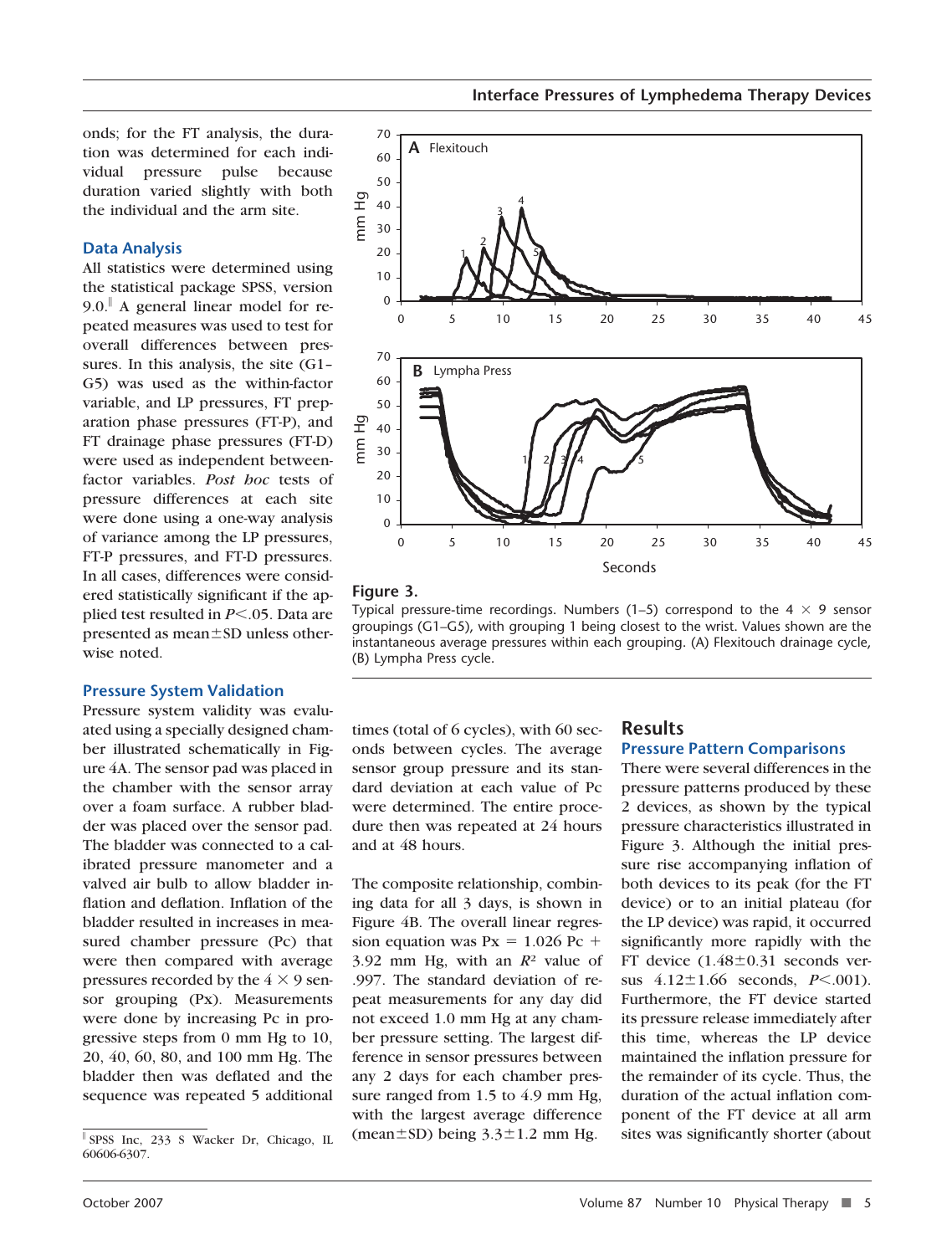onds; for the FT analysis, the duration was determined for each individual pressure pulse because duration varied slightly with both the individual and the arm site.

### Data Analysis

All statistics were determined using the statistical package SPSS, version 9.0.[‖] A general linear model for repeated measures was used to test for overall differences between pressures. In this analysis, the site (G1–G5) was used as the within-factor variable, and LP pressures, FT preparation phase pressures (FT-P), and FT drainage phase pressures (FT-D) were used as independent between-factor variables. *Post hoc* tests of pressure differences at each site were done using a one-way analysis of variance among the LP pressures, FT-P pressures, and FT-D pressures. In all cases, differences were considered statistically significant if the applied test resulted in $P<.05$. Data are presented as mean±SD unless otherwise noted.

### Pressure System Validation

Pressure system validity was evaluated using a specially designed chamber illustrated schematically in Figure 4A. The sensor pad was placed in the chamber with the sensor array over a foam surface. A rubber bladder was placed over the sensor pad. The bladder was connected to a calibrated pressure manometer and a valved air bulb to allow bladder inflation and deflation. Inflation of the bladder resulted in increases in measured chamber pressure (Pc) that were then compared with average pressures recorded by the $4 \times 9$ sensor grouping (Px). Measurements were done by increasing Pc in progressive steps from 0 mm Hg to 10, 20, 40, 60, 80, and 100 mm Hg. The bladder then was deflated and the sequence was repeated 5 additional times (total of 6 cycles), with 60 seconds between cycles. The average sensor group pressure and its standard deviation at each value of Pc were determined. The entire procedure then was repeated at 24 hours and at 48 hours.

The composite relationship, combining data for all 3 days, is shown in Figure 4B. The overall linear regression equation was $Px = 1.026\ Pc + 3.92$ mm Hg, with an $R^2$ value of .997. The standard deviation of repeat measurements for any day did not exceed 1.0 mm Hg at any chamber pressure setting. The largest difference in sensor pressures between any 2 days for each chamber pressure ranged from 1.5 to 4.9 mm Hg, with the largest average difference (mean±SD) being 3.3±1.2 mm Hg.

**Figure 3.**
Typical pressure-time recordings. Numbers (1–5) correspond to the $4 \times 9$ sensor groupings (G1–G5), with grouping 1 being closest to the wrist. Values shown are the instantaneous average pressures within each grouping. (A) Flexitouch drainage cycle, (B) Lympha Press cycle.

## Results

### Pressure Pattern Comparisons

There were several differences in the pressure patterns produced by these 2 devices, as shown by the typical pressure characteristics illustrated in Figure 3. Although the initial pressure rise accompanying inflation of both devices to its peak (for the FT device) or to an initial plateau (for the LP device) was rapid, it occurred significantly more rapidly with the FT device (1.48±0.31 seconds versus 4.12±1.66 seconds, $P<.001$). Furthermore, the FT device started its pressure release immediately after this time, whereas the LP device maintained the inflation pressure for the remainder of its cycle. Thus, the duration of the actual inflation component of the FT device at all arm sites was significantly shorter (about

[‖] SPSS Inc, 233 S Wacker Dr, Chicago, IL 60606-6307.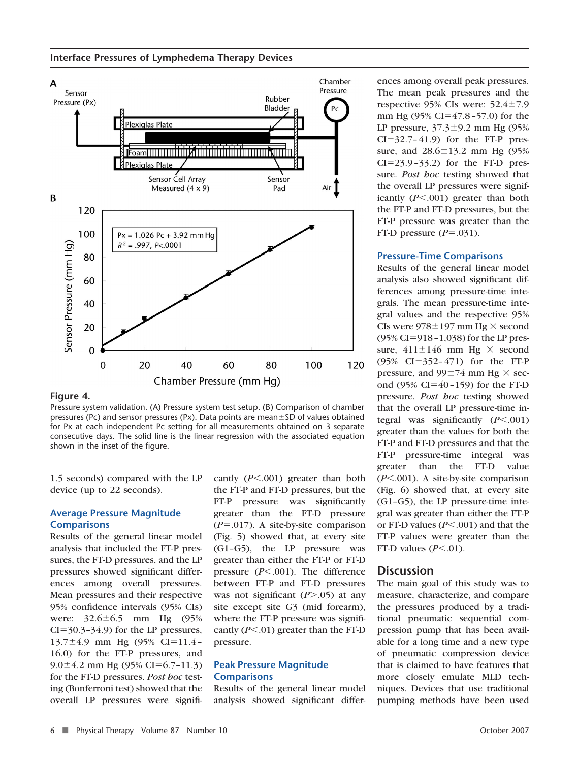**Figure 4.**
Pressure system validation. (A) Pressure system test setup. (B) Comparison of chamber pressures (Pc) and sensor pressures (Px). Data points are mean±SD of values obtained for Px at each independent Pc setting for all measurements obtained on 3 separate consecutive days. The solid line is the linear regression with the associated equation shown in the inset of the figure.

1.5 seconds) compared with the LP device (up to 22 seconds).

### Average Pressure Magnitude Comparisons

Results of the general linear model analysis that included the FT-P pressures, the FT-D pressures, and the LP pressures showed significant differences among overall pressures. Mean pressures and their respective 95% confidence intervals (95% CIs) were: 32.6±6.5 mm Hg (95% CI=30.3–34.9) for the LP pressures, 13.7±4.9 mm Hg (95% CI=11.4–16.0) for the FT-P pressures, and 9.0±4.2 mm Hg (95% CI=6.7–11.3) for the FT-D pressures. *Post hoc* testing (Bonferroni test) showed that the overall LP pressures were significantly ($P$<.001) greater than both the FT-P and FT-D pressures, but the FT-P pressure was significantly greater than the FT-D pressure ($P$=.017). A site-by-site comparison (Fig. 5) showed that, at every site (G1–G5), the LP pressure was greater than either the FT-P or FT-D pressure ($P$<.001). The difference between FT-P and FT-D pressures was not significant ($P$>.05) at any site except site G3 (mid forearm), where the FT-P pressure was significantly ($P$<.01) greater than the FT-D pressure.

### Peak Pressure Magnitude Comparisons

Results of the general linear model analysis showed significant differences among overall peak pressures. The mean peak pressures and the respective 95% CIs were: 52.4±7.9 mm Hg (95% CI=47.8–57.0) for the LP pressure, 37.3±9.2 mm Hg (95% CI=32.7–41.9) for the FT-P pressure, and 28.6±13.2 mm Hg (95% CI=23.9–33.2) for the FT-D pressure. *Post hoc* testing showed that the overall LP pressures were significantly ($P$<.001) greater than both the FT-P and FT-D pressures, but the FT-P pressure was greater than the FT-D pressure ($P$=.031).

### Pressure-Time Comparisons

Results of the general linear model analysis also showed significant differences among pressure-time integrals. The mean pressure-time integral values and the respective 95% CIs were 978±197 mm Hg × second (95% CI=918–1,038) for the LP pressure, 411±146 mm Hg × second (95% CI=352–471) for the FT-P pressure, and 99±74 mm Hg × second (95% CI=40–159) for the FT-D pressure. *Post hoc* testing showed that the overall LP pressure-time integral was significantly ($P$<.001) greater than the values for both the FT-P and FT-D pressures and that the FT-P pressure-time integral was greater than the FT-D value ($P$<.001). A site-by-site comparison (Fig. 6) showed that, at every site (G1–G5), the LP pressure-time integral was greater than either the FT-P or FT-D values ($P$<.001) and that the FT-P values were greater than the FT-D values ($P$<.01).

## Discussion

The main goal of this study was to measure, characterize, and compare the pressures produced by a traditional pneumatic sequential compression pump that has been available for a long time and a new type of pneumatic compression device that is claimed to have features that more closely emulate MLD techniques. Devices that use traditional pumping methods have been used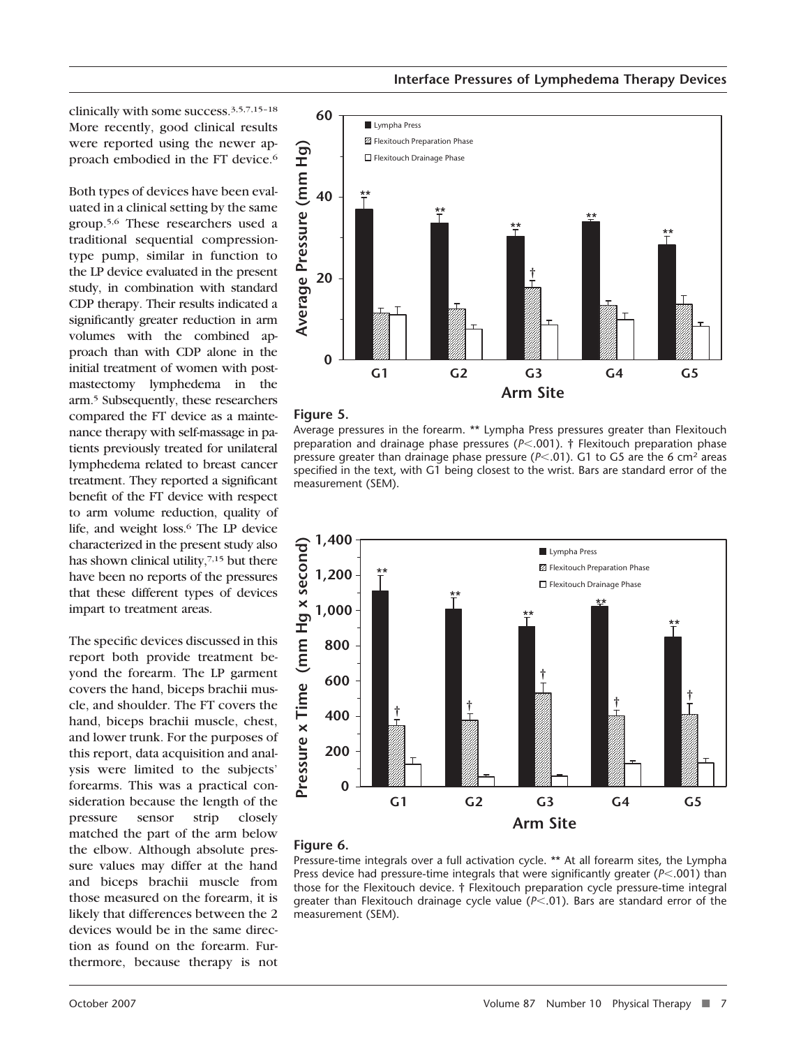clinically with some success.[3,5,7,15–18] More recently, good clinical results were reported using the newer approach embodied in the FT device.[6]

Both types of devices have been evaluated in a clinical setting by the same group.[5,6] These researchers used a traditional sequential compression-type pump, similar in function to the LP device evaluated in the present study, in combination with standard CDP therapy. Their results indicated a significantly greater reduction in arm volumes with the combined approach than with CDP alone in the initial treatment of women with postmastectomy lymphedema in the arm.[5] Subsequently, these researchers compared the FT device as a maintenance therapy with self-massage in patients previously treated for unilateral lymphedema related to breast cancer treatment. They reported a significant benefit of the FT device with respect to arm volume reduction, quality of life, and weight loss.[6] The LP device characterized in the present study also has shown clinical utility,[7,15] but there have been no reports of the pressures that these different types of devices impart to treatment areas.

The specific devices discussed in this report both provide treatment beyond the forearm. The LP garment covers the hand, biceps brachii muscle, and shoulder. The FT covers the hand, biceps brachii muscle, chest, and lower trunk. For the purposes of this report, data acquisition and analysis were limited to the subjects' forearms. This was a practical consideration because the length of the pressure sensor strip closely matched the part of the arm below the elbow. Although absolute pressure values may differ at the hand and biceps brachii muscle from those measured on the forearm, it is likely that differences between the 2 devices would be in the same direction as found on the forearm. Furthermore, because therapy is not

**Figure 5.**

Average pressures in the forearm. ** Lympha Press pressures greater than Flexitouch preparation and drainage phase pressures ($P<.001$). † Flexitouch preparation phase pressure greater than drainage phase pressure ($P<.01$). G1 to G5 are the 6 $cm^2$ areas specified in the text, with G1 being closest to the wrist. Bars are standard error of the measurement (SEM).

**Figure 6.**

Pressure-time integrals over a full activation cycle. ** At all forearm sites, the Lympha Press device had pressure-time integrals that were significantly greater ($P<.001$) than those for the Flexitouch device. † Flexitouch preparation cycle pressure-time integral greater than Flexitouch drainage cycle value ($P<.01$). Bars are standard error of the measurement (SEM).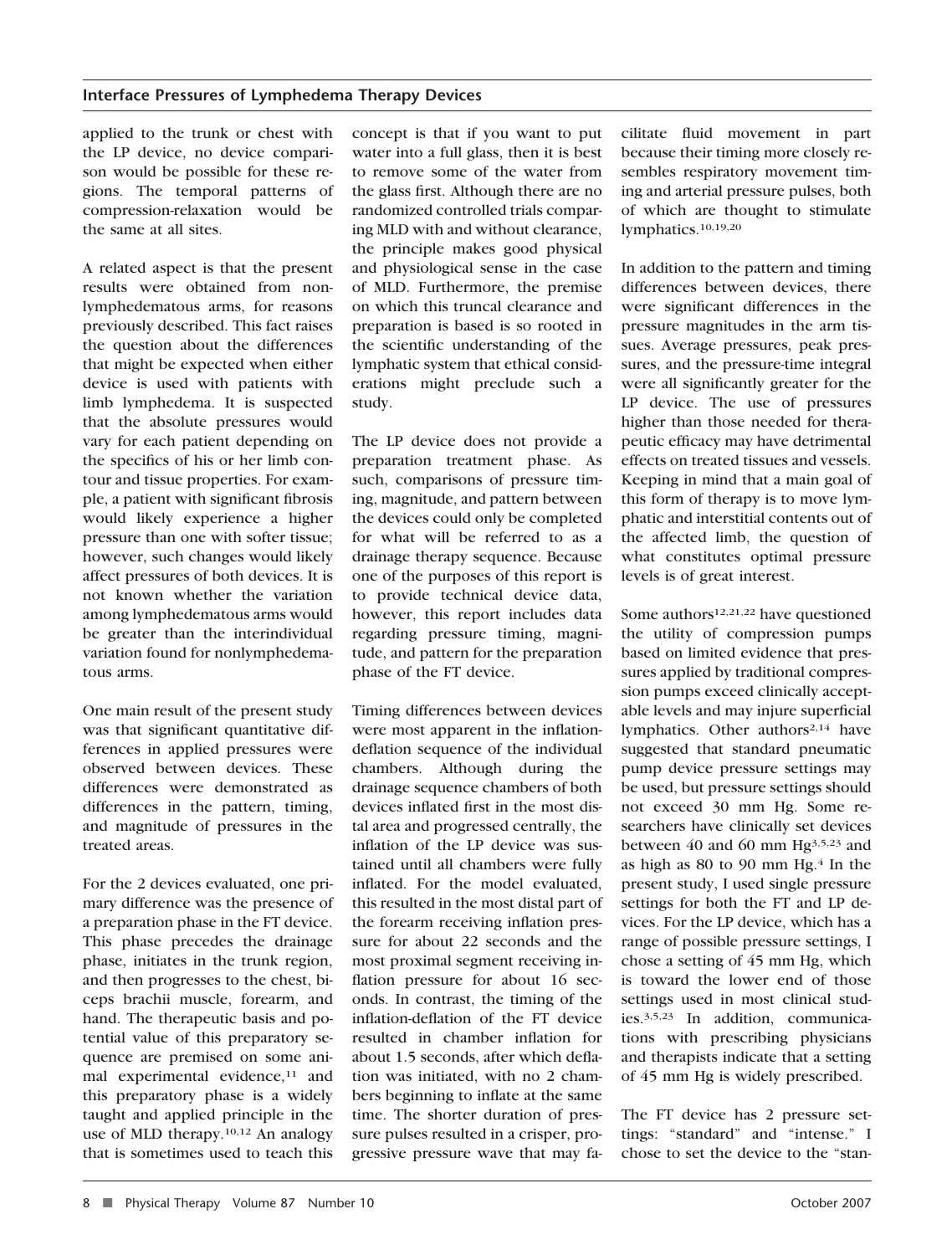applied to the trunk or chest with the LP device, no device comparison would be possible for these regions. The temporal patterns of compression-relaxation would be the same at all sites.

A related aspect is that the present results were obtained from nonlymphedematous arms, for reasons previously described. This fact raises the question about the differences that might be expected when either device is used with patients with limb lymphedema. It is suspected that the absolute pressures would vary for each patient depending on the specifics of his or her limb contour and tissue properties. For example, a patient with significant fibrosis would likely experience a higher pressure than one with softer tissue; however, such changes would likely affect pressures of both devices. It is not known whether the variation among lymphedematous arms would be greater than the interindividual variation found for nonlymphedematous arms.

One main result of the present study was that significant quantitative differences in applied pressures were observed between devices. These differences were demonstrated as differences in the pattern, timing, and magnitude of pressures in the treated areas.

For the 2 devices evaluated, one primary difference was the presence of a preparation phase in the FT device. This phase precedes the drainage phase, initiates in the trunk region, and then progresses to the chest, biceps brachii muscle, forearm, and hand. The therapeutic basis and potential value of this preparatory sequence are premised on some animal experimental evidence,[11] and this preparatory phase is a widely taught and applied principle in the use of MLD therapy.[10,12] An analogy that is sometimes used to teach this concept is that if you want to put water into a full glass, then it is best to remove some of the water from the glass first. Although there are no randomized controlled trials comparing MLD with and without clearance, the principle makes good physical and physiological sense in the case of MLD. Furthermore, the premise on which this truncal clearance and preparation is based is so rooted in the scientific understanding of the lymphatic system that ethical considerations might preclude such a study.

The LP device does not provide a preparation treatment phase. As such, comparisons of pressure timing, magnitude, and pattern between the devices could only be completed for what will be referred to as a drainage therapy sequence. Because one of the purposes of this report is to provide technical device data, however, this report includes data regarding pressure timing, magnitude, and pattern for the preparation phase of the FT device.

Timing differences between devices were most apparent in the inflation-deflation sequence of the individual chambers. Although during the drainage sequence chambers of both devices inflated first in the most distal area and progressed centrally, the inflation of the LP device was sustained until all chambers were fully inflated. For the model evaluated, this resulted in the most distal part of the forearm receiving inflation pressure for about 22 seconds and the most proximal segment receiving inflation pressure for about 16 seconds. In contrast, the timing of the inflation-deflation of the FT device resulted in chamber inflation for about 1.5 seconds, after which deflation was initiated, with no 2 chambers beginning to inflate at the same time. The shorter duration of pressure pulses resulted in a crisper, progressive pressure wave that may facilitate fluid movement in part because their timing more closely resembles respiratory movement timing and arterial pressure pulses, both of which are thought to stimulate lymphatics.[10,19,20]

In addition to the pattern and timing differences between devices, there were significant differences in the pressure magnitudes in the arm tissues. Average pressures, peak pressures, and the pressure-time integral were all significantly greater for the LP device. The use of pressures higher than those needed for therapeutic efficacy may have detrimental effects on treated tissues and vessels. Keeping in mind that a main goal of this form of therapy is to move lymphatic and interstitial contents out of the affected limb, the question of what constitutes optimal pressure levels is of great interest.

Some authors[12,21,22] have questioned the utility of compression pumps based on limited evidence that pressures applied by traditional compression pumps exceed clinically acceptable levels and may injure superficial lymphatics. Other authors[2,14] have suggested that standard pneumatic pump device pressure settings may be used, but pressure settings should not exceed 30 mm Hg. Some researchers have clinically set devices between 40 and 60 mm Hg[3,5,23] and as high as 80 to 90 mm Hg.[4] In the present study, I used single pressure settings for both the FT and LP devices. For the LP device, which has a range of possible pressure settings, I chose a setting of 45 mm Hg, which is toward the lower end of those settings used in most clinical studies.[3,5,23] In addition, communications with prescribing physicians and therapists indicate that a setting of 45 mm Hg is widely prescribed.

The FT device has 2 pressure settings: "standard" and "intense." I chose to set the device to the "stan-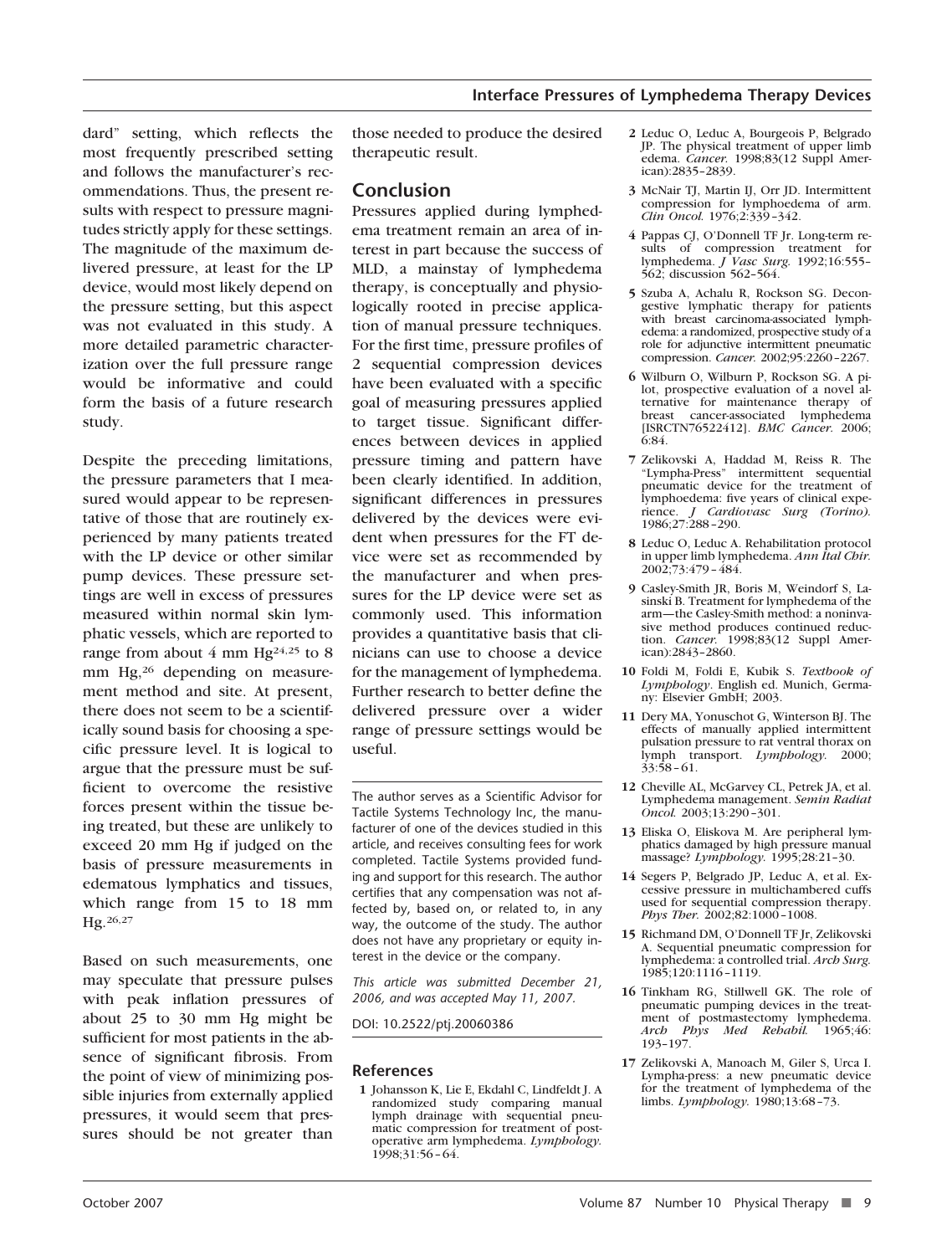dard" setting, which reflects the most frequently prescribed setting and follows the manufacturer's recommendations. Thus, the present results with respect to pressure magnitudes strictly apply for these settings. The magnitude of the maximum delivered pressure, at least for the LP device, would most likely depend on the pressure setting, but this aspect was not evaluated in this study. A more detailed parametric characterization over the full pressure range would be informative and could form the basis of a future research study.

Despite the preceding limitations, the pressure parameters that I measured would appear to be representative of those that are routinely experienced by many patients treated with the LP device or other similar pump devices. These pressure settings are well in excess of pressures measured within normal skin lymphatic vessels, which are reported to range from about 4 mm Hg[24,25] to 8 mm Hg,[26] depending on measurement method and site. At present, there does not seem to be a scientifically sound basis for choosing a specific pressure level. It is logical to argue that the pressure must be sufficient to overcome the resistive forces present within the tissue being treated, but these are unlikely to exceed 20 mm Hg if judged on the basis of pressure measurements in edematous lymphatics and tissues, which range from 15 to 18 mm Hg.[26,27]

Based on such measurements, one may speculate that pressure pulses with peak inflation pressures of about 25 to 30 mm Hg might be sufficient for most patients in the absence of significant fibrosis. From the point of view of minimizing possible injuries from externally applied pressures, it would seem that pressures should be not greater than those needed to produce the desired therapeutic result.

## Conclusion

Pressures applied during lymphedema treatment remain an area of interest in part because the success of MLD, a mainstay of lymphedema therapy, is conceptually and physiologically rooted in precise application of manual pressure techniques. For the first time, pressure profiles of 2 sequential compression devices have been evaluated with a specific goal of measuring pressures applied to target tissue. Significant differences between devices in applied pressure timing and pattern have been clearly identified. In addition, significant differences in pressures delivered by the devices were evident when pressures for the FT device were set as recommended by the manufacturer and when pressures for the LP device were set as commonly used. This information provides a quantitative basis that clinicians can use to choose a device for the management of lymphedema. Further research to better define the delivered pressure over a wider range of pressure settings would be useful.

The author serves as a Scientific Advisor for Tactile Systems Technology Inc, the manufacturer of one of the devices studied in this article, and receives consulting fees for work completed. Tactile Systems provided funding and support for this research. The author certifies that any compensation was not affected by, based on, or related to, in any way, the outcome of the study. The author does not have any proprietary or equity interest in the device or the company.

*This article was submitted December 21, 2006, and was accepted May 11, 2007.*

DOI: 10.2522/ptj.20060386

## References

1 Johansson K, Lie E, Ekdahl C, Lindfeldt J. A randomized study comparing manual lymph drainage with sequential pneumatic compression for treatment of postoperative arm lymphedema. *Lymphology.* 1998;31:56–64.

2 Leduc O, Leduc A, Bourgeois P, Belgrado JP. The physical treatment of upper limb edema. *Cancer.* 1998;83(12 Suppl American):2835–2839.

3 McNair TJ, Martin IJ, Orr JD. Intermittent compression for lymphoedema of arm. *Clin Oncol.* 1976;2:339–342.

4 Pappas CJ, O'Donnell TF Jr. Long-term results of compression treatment for lymphedema. *J Vasc Surg.* 1992;16:555–562; discussion 562–564.

5 Szuba A, Achalu R, Rockson SG. Decongestive lymphatic therapy for patients with breast carcinoma-associated lymphedema: a randomized, prospective study of a role for adjunctive intermittent pneumatic compression. *Cancer.* 2002;95:2260–2267.

6 Wilburn O, Wilburn P, Rockson SG. A pilot, prospective evaluation of a novel alternative for maintenance therapy of breast cancer-associated lymphedema [ISRCTN76522412]. *BMC Cancer.* 2006; 6:84.

7 Zelikovski A, Haddad M, Reiss R. The "Lympha-Press" intermittent sequential pneumatic device for the treatment of lymphoedema: five years of clinical experience. *J Cardiovasc Surg (Torino).* 1986;27:288–290.

8 Leduc O, Leduc A. Rehabilitation protocol in upper limb lymphedema. *Ann Ital Chir.* 2002;73:479–484.

9 Casley-Smith JR, Boris M, Weindorf S, Lasinski B. Treatment for lymphedema of the arm—the Casley-Smith method: a noninvasive method produces continued reduction. *Cancer.* 1998;83(12 Suppl American):2843–2860.

10 Foldi M, Foldi E, Kubik S. *Textbook of Lymphology*. English ed. Munich, Germany: Elsevier GmbH; 2003.

11 Dery MA, Yonuschot G, Winterson BJ. The effects of manually applied intermittent pulsation pressure to rat ventral thorax on lymph transport. *Lymphology.* 2000; 33:58–61.

12 Cheville AL, McGarvey CL, Petrek JA, et al. Lymphedema management. *Semin Radiat Oncol.* 2003;13:290–301.

13 Eliska O, Eliskova M. Are peripheral lymphatics damaged by high pressure manual massage? *Lymphology.* 1995;28:21–30.

14 Segers P, Belgrado JP, Leduc A, et al. Excessive pressure in multichambered cuffs used for sequential compression therapy. *Phys Ther.* 2002;82:1000–1008.

15 Richmond DM, O'Donnell TF Jr, Zelikovski A. Sequential pneumatic compression for lymphedema: a controlled trial. *Arch Surg.* 1985;120:1116–1119.

16 Tinkham RG, Stillwell GK. The role of pneumatic pumping devices in the treatment of postmastectomy lymphedema. *Arch Phys Med Rehabil.* 1965;46: 193–197.

17 Zelikovski A, Manoach M, Giler S, Urca I. Lympha-press: a new pneumatic device for the treatment of lymphedema of the limbs. *Lymphology.* 1980;13:68–73.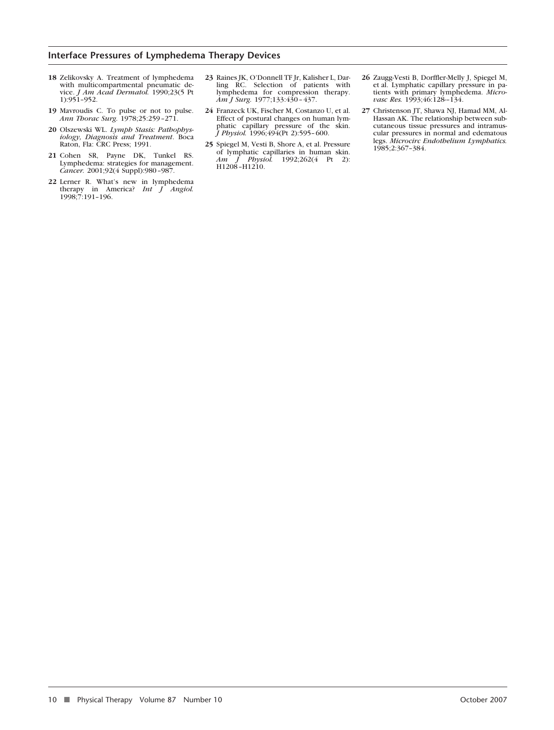18 Zelikovsky A. Treatment of lymphedema with multicompartmental pneumatic device. *J Am Acad Dermatol.* 1990;23(5 Pt 1):951–952.

19 Mavroudis C. To pulse or not to pulse. *Ann Thorac Surg.* 1978;25:259–271.

20 Olszewski WL. *Lymph Stasis: Pathophysiology, Diagnosis and Treatment*. Boca Raton, Fla: CRC Press; 1991.

21 Cohen SR, Payne DK, Tunkel RS. Lymphedema: strategies for management. *Cancer.* 2001;92(4 Suppl):980–987.

22 Lerner R. What's new in lymphedema therapy in America? *Int J Angiol.* 1998;7:191–196.

23 Raines JK, O'Donnell TF Jr, Kalisher L, Darling RC. Selection of patients with lymphedema for compression therapy. *Am J Surg.* 1977;133:430–437.

24 Franzeck UK, Fischer M, Costanzo U, et al. Effect of postural changes on human lymphatic capillary pressure of the skin. *J Physiol.* 1996;494(Pt 2):595–600.

25 Spiegel M, Vesti B, Shore A, et al. Pressure of lymphatic capillaries in human skin. *Am J Physiol.* 1992;262(4 Pt 2): H1208–H1210.

26 Zaugg-Vesti B, Dorffler-Melly J, Spiegel M, et al. Lymphatic capillary pressure in patients with primary lymphedema. *Microvasc Res.* 1993;46:128–134.

27 Christenson JT, Shawa NJ, Hamad MM, Al-Hassan AK. The relationship between subcutaneous tissue pressures and intramuscular pressures in normal and edematous legs. *Microcirc Endothelium Lymphatics.* 1985;2:367–384.